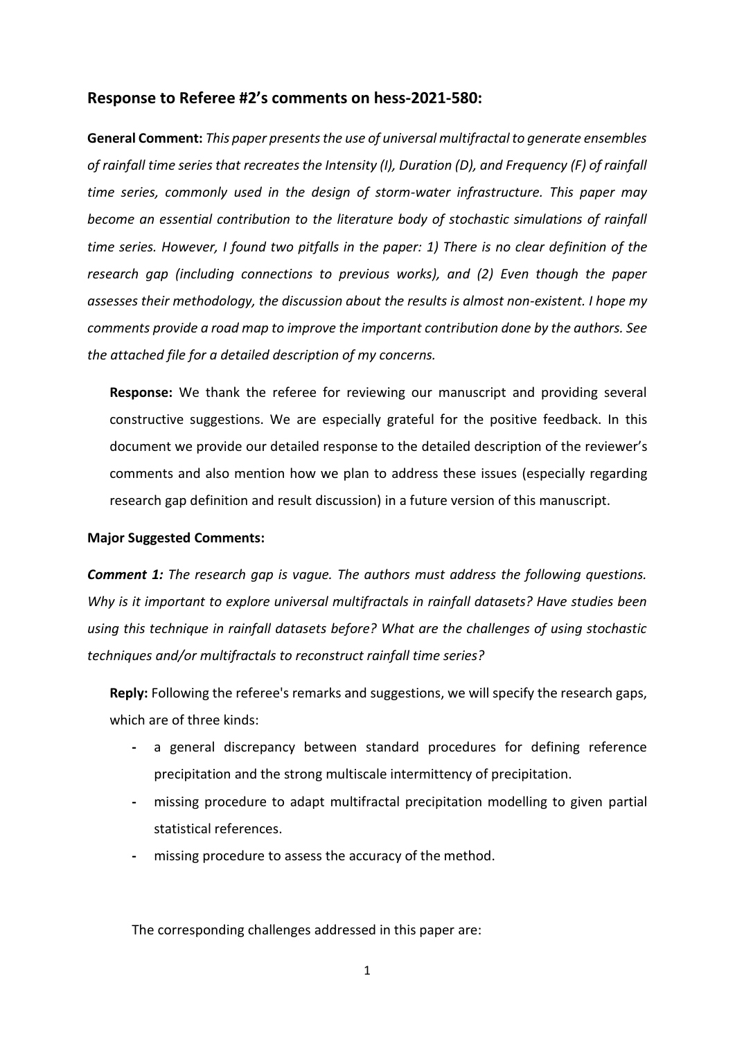## Response to Referee #2's comments on hess-2021-580:

**General Comment:** *This paper presents the use of universal multifractal to generate ensembles of rainfall time series that recreates the Intensity (I), Duration (D), and Frequency (F) of rainfall time series, commonly used in the design of storm-water infrastructure. This paper may become an essential contribution to the literature body of stochastic simulations of rainfall time series. However, I found two pitfalls in the paper: 1) There is no clear definition of the research gap (including connections to previous works), and (2) Even though the paper assesses their methodology, the discussion about the results is almost non-existent. I hope my comments provide a road map to improve the important contribution done by the authors. See the attached file for a detailed description of my concerns.*

**Response:** We thank the referee for reviewing our manuscript and providing several constructive suggestions. We are especially grateful for the positive feedback. In this document we provide our detailed response to the detailed description of the reviewer's comments and also mention how we plan to address these issues (especially regarding research gap definition and result discussion) in a future version of this manuscript.

**Major Suggested Comments:**

***Comment 1:*** *The research gap is vague. The authors must address the following questions. Why is it important to explore universal multifractals in rainfall datasets? Have studies been using this technique in rainfall datasets before? What are the challenges of using stochastic techniques and/or multifractals to reconstruct rainfall time series?*

**Reply:** Following the referee's remarks and suggestions, we will specify the research gaps, which are of three kinds:

- a general discrepancy between standard procedures for defining reference precipitation and the strong multiscale intermittency of precipitation.
- missing procedure to adapt multifractal precipitation modelling to given partial statistical references.
- missing procedure to assess the accuracy of the method.

The corresponding challenges addressed in this paper are: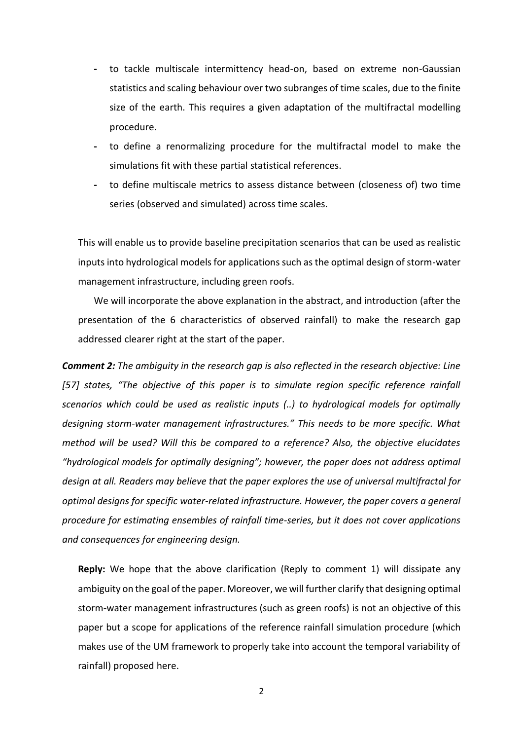- to tackle multiscale intermittency head-on, based on extreme non-Gaussian statistics and scaling behaviour over two subranges of time scales, due to the finite size of the earth. This requires a given adaptation of the multifractal modelling procedure.
- to define a renormalizing procedure for the multifractal model to make the simulations fit with these partial statistical references.
- to define multiscale metrics to assess distance between (closeness of) two time series (observed and simulated) across time scales.

This will enable us to provide baseline precipitation scenarios that can be used as realistic inputs into hydrological models for applications such as the optimal design of storm-water management infrastructure, including green roofs.

We will incorporate the above explanation in the abstract, and introduction (after the presentation of the 6 characteristics of observed rainfall) to make the research gap addressed clearer right at the start of the paper.

***Comment 2:*** *The ambiguity in the research gap is also reflected in the research objective: Line [57] states, "The objective of this paper is to simulate region specific reference rainfall scenarios which could be used as realistic inputs (..) to hydrological models for optimally designing storm-water management infrastructures." This needs to be more specific. What method will be used? Will this be compared to a reference? Also, the objective elucidates "hydrological models for optimally designing"; however, the paper does not address optimal design at all. Readers may believe that the paper explores the use of universal multifractal for optimal designs for specific water-related infrastructure. However, the paper covers a general procedure for estimating ensembles of rainfall time-series, but it does not cover applications and consequences for engineering design.*

**Reply:** We hope that the above clarification (Reply to comment 1) will dissipate any ambiguity on the goal of the paper. Moreover, we will further clarify that designing optimal storm-water management infrastructures (such as green roofs) is not an objective of this paper but a scope for applications of the reference rainfall simulation procedure (which makes use of the UM framework to properly take into account the temporal variability of rainfall) proposed here.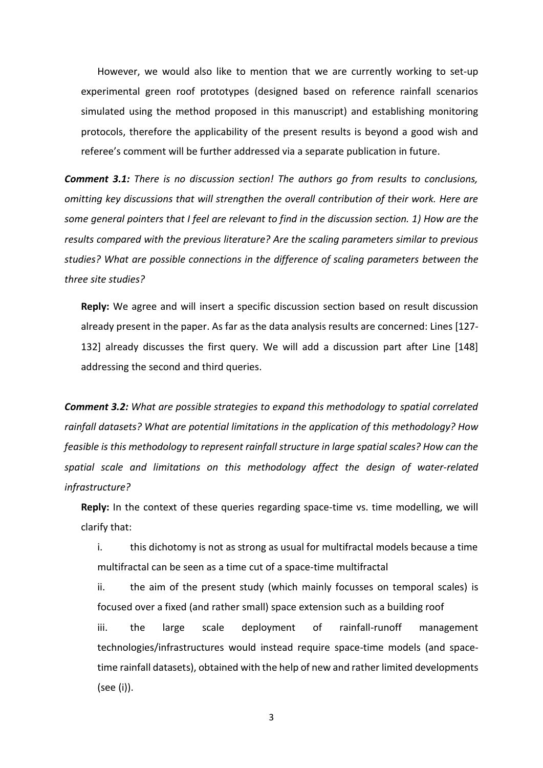However, we would also like to mention that we are currently working to set-up experimental green roof prototypes (designed based on reference rainfall scenarios simulated using the method proposed in this manuscript) and establishing monitoring protocols, therefore the applicability of the present results is beyond a good wish and referee's comment will be further addressed via a separate publication in future.

***Comment 3.1:*** *There is no discussion section! The authors go from results to conclusions, omitting key discussions that will strengthen the overall contribution of their work. Here are some general pointers that I feel are relevant to find in the discussion section. 1) How are the results compared with the previous literature? Are the scaling parameters similar to previous studies? What are possible connections in the difference of scaling parameters between the three site studies?*

**Reply:** We agree and will insert a specific discussion section based on result discussion already present in the paper. As far as the data analysis results are concerned: Lines [127-132] already discusses the first query. We will add a discussion part after Line [148] addressing the second and third queries.

***Comment 3.2:*** *What are possible strategies to expand this methodology to spatial correlated rainfall datasets? What are potential limitations in the application of this methodology? How feasible is this methodology to represent rainfall structure in large spatial scales? How can the spatial scale and limitations on this methodology affect the design of water-related infrastructure?*

**Reply:** In the context of these queries regarding space-time vs. time modelling, we will clarify that:

i. this dichotomy is not as strong as usual for multifractal models because a time multifractal can be seen as a time cut of a space-time multifractal

ii. the aim of the present study (which mainly focusses on temporal scales) is focused over a fixed (and rather small) space extension such as a building roof

iii. the large scale deployment of rainfall-runoff management technologies/infrastructures would instead require space-time models (and space-time rainfall datasets), obtained with the help of new and rather limited developments (see (i)).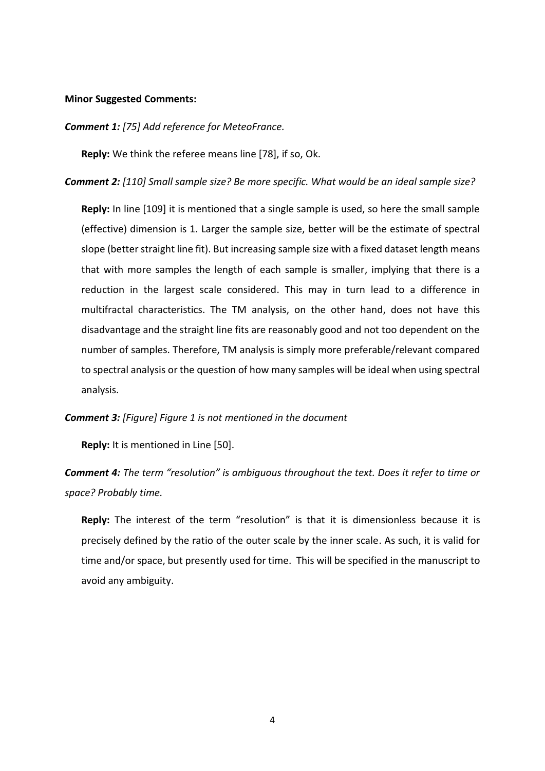**Minor Suggested Comments:**

***Comment 1:*** *[75] Add reference for MeteoFrance.*

**Reply:** We think the referee means line [78], if so, Ok.

***Comment 2:*** *[110] Small sample size? Be more specific. What would be an ideal sample size?*

**Reply:** In line [109] it is mentioned that a single sample is used, so here the small sample (effective) dimension is 1. Larger the sample size, better will be the estimate of spectral slope (better straight line fit). But increasing sample size with a fixed dataset length means that with more samples the length of each sample is smaller, implying that there is a reduction in the largest scale considered. This may in turn lead to a difference in multifractal characteristics. The TM analysis, on the other hand, does not have this disadvantage and the straight line fits are reasonably good and not too dependent on the number of samples. Therefore, TM analysis is simply more preferable/relevant compared to spectral analysis or the question of how many samples will be ideal when using spectral analysis.

***Comment 3:*** *[Figure] Figure 1 is not mentioned in the document*

**Reply:** It is mentioned in Line [50].

***Comment 4:*** *The term "resolution" is ambiguous throughout the text. Does it refer to time or space? Probably time.*

**Reply:** The interest of the term "resolution" is that it is dimensionless because it is precisely defined by the ratio of the outer scale by the inner scale. As such, it is valid for time and/or space, but presently used for time. This will be specified in the manuscript to avoid any ambiguity.